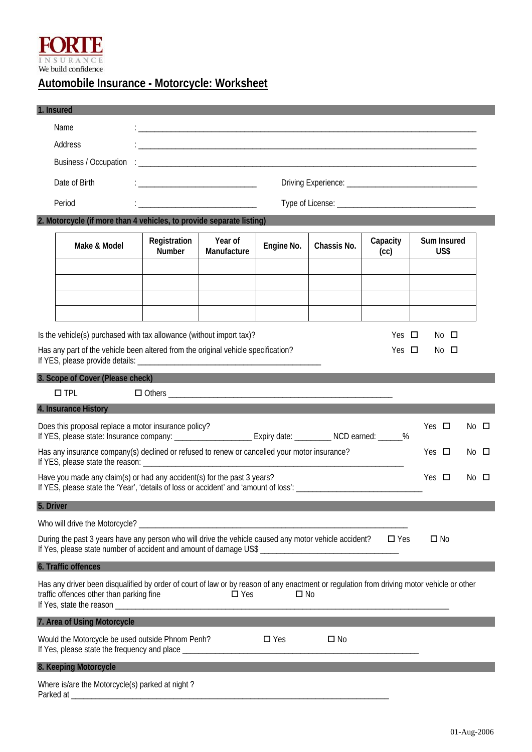**FORTE**
INSURANCE
We build confidence

# Automobile Insurance - Motorcycle: Worksheet

## 1. Insured

Name : ____________________________________________________________

Address : ____________________________________________________________

Business / Occupation : ____________________________________________________________

Date of Birth : ____________________ Driving Experience: ____________________

Period : ____________________ Type of License: ____________________

## 2. Motorcycle (if more than 4 vehicles, to provide separate listing)

| Make & Model | Registration Number | Year of Manufacture | Engine No. | Chassis No. | Capacity (cc) | Sum Insured US$ |
|---|---|---|---|---|---|---|
| | | | | | | |
| | | | | | | |
| | | | | | | |
| | | | | | | |

Is the vehicle(s) purchased with tax allowance (without import tax)? Yes ☐ No ☐

Has any part of the vehicle been altered from the original vehicle specification? Yes ☐ No ☐
If YES, please provide details: ________________________________________

## 3. Scope of Cover (Please check)

☐ TPL ☐ Others ________________________________________________

## 4. Insurance History

Does this proposal replace a motor insurance policy? Yes ☐ No ☐
If YES, please state: Insurance company: __________________ Expiry date: ________ NCD earned: ______%

Has any insurance company(s) declined or refused to renew or cancelled your motor insurance? Yes ☐ No ☐
If YES, please state the reason: ____________________________________________________________

Have you made any claim(s) or had any accident(s) for the past 3 years? Yes ☐ No ☐
If YES, please state the 'Year', 'details of loss or accident' and 'amount of loss': ______________________________

## 5. Driver

Who will drive the Motorcycle? ____________________________________________________________

During the past 3 years have any person who will drive the vehicle caused any motor vehicle accident? ☐ Yes ☐ No
If Yes, please state number of accident and amount of damage US$ ______________________________

## 6. Traffic offences

Has any driver been disqualified by order of court of law or by reason of any enactment or regulation from driving motor vehicle or other traffic offences other than parking fine ☐ Yes ☐ No
If Yes, state the reason ____________________________________________________________

## 7. Area of Using Motorcycle

Would the Motorcycle be used outside Phnom Penh? ☐ Yes ☐ No
If Yes, please state the frequency and place ____________________________________________________________

## 8. Keeping Motorcycle

Where is/are the Motorcycle(s) parked at night ?
Parked at ____________________________________________________________

01-Aug-2006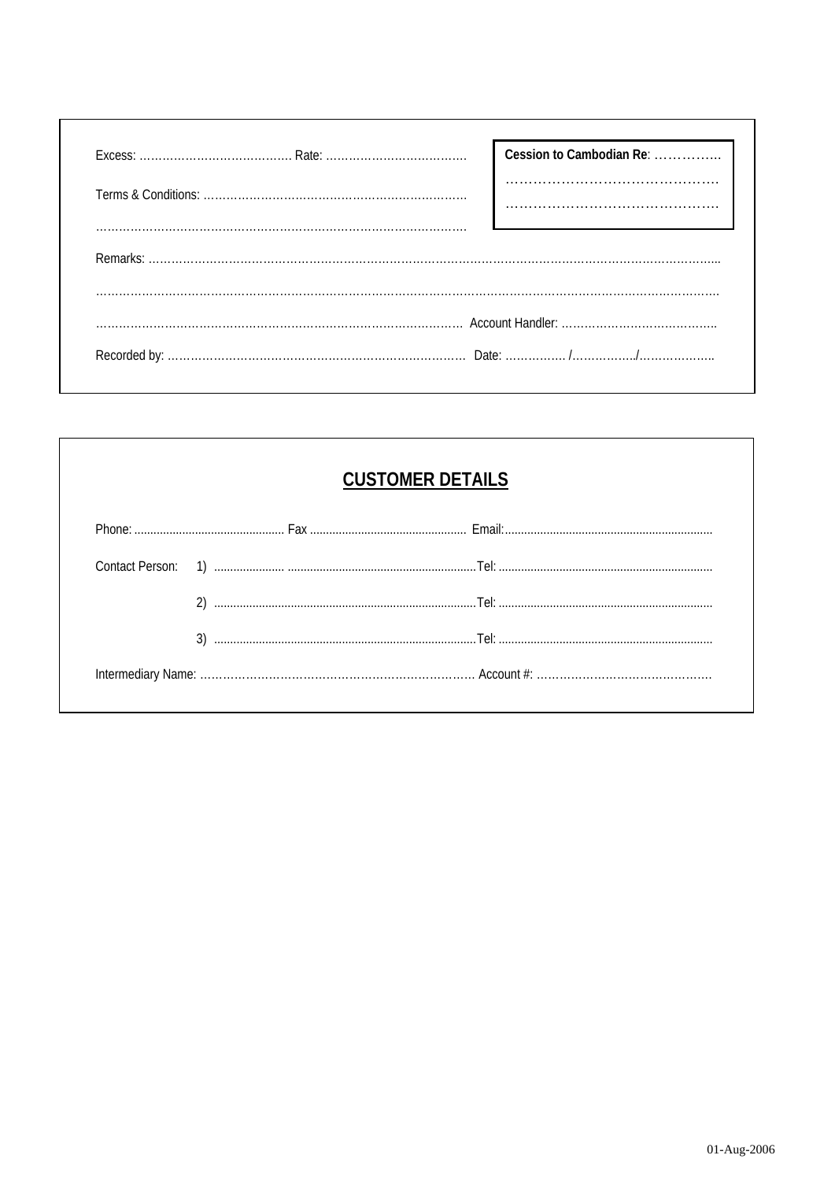Excess: ………………………………… Rate: ………………………………

Terms & Conditions: …………………………………………………………

……………………………………………………………………………………

**Cession to Cambodian Re**: …………..

……………………………………………

……………………………………………

Remarks: ……………………………………………………………………………………………………………………………...

……………………………………………………………………………………………………………………………………………

…………………………………………………………………………………… Account Handler: …………………………………..

Recorded by: …………………………………………………………………… Date: ……………. /……………../………………..

## CUSTOMER DETAILS

Phone: ............................................... Fax ................................................ Email:................................................................

Contact Person: 1) ....................... ............................................................Tel: ..................................................................

2) ..................................................................................Tel: ..................................................................

3) ..................................................................................Tel: ..................................................................

Intermediary Name: ……………………………………………………………… Account #: ………………………………………